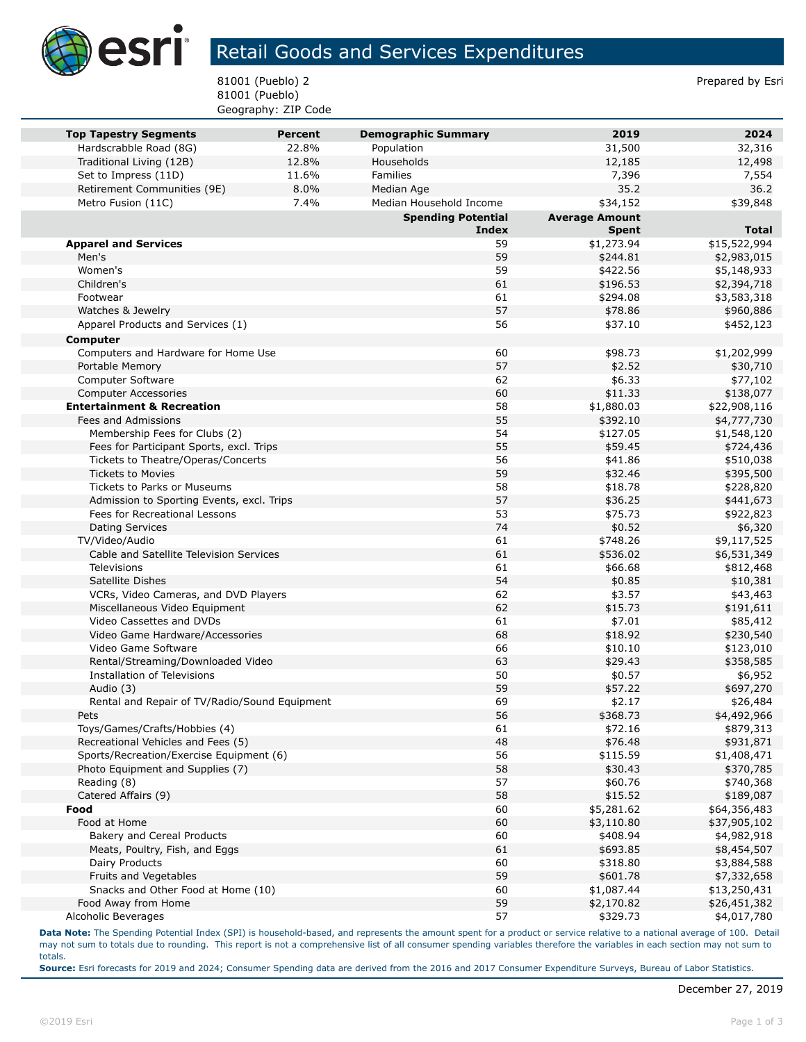# Retail Goods and Services Expenditures

81001 (Pueblo) 2
81001 (Pueblo)
Geography: ZIP Code

Prepared by Esri

| Top Tapestry Segments | Percent | Demographic Summary | 2019 | 2024 |
|---|---|---|---|---|
| Hardscrabble Road (8G) | 22.8% | Population | 31,500 | 32,316 |
| Traditional Living (12B) | 12.8% | Households | 12,185 | 12,498 |
| Set to Impress (11D) | 11.6% | Families | 7,396 | 7,554 |
| Retirement Communities (9E) | 8.0% | Median Age | 35.2 | 36.2 |
| Metro Fusion (11C) | 7.4% | Median Household Income | $34,152 | $39,848 |

| | Spending Potential Index | Average Amount Spent | Total |
|---|---|---|---|
| **Apparel and Services** | 59 | $1,273.94 | $15,522,994 |
| Men's | 59 | $244.81 | $2,983,015 |
| Women's | 59 | $422.56 | $5,148,933 |
| Children's | 61 | $196.53 | $2,394,718 |
| Footwear | 61 | $294.08 | $3,583,318 |
| Watches & Jewelry | 57 | $78.86 | $960,886 |
| Apparel Products and Services (1) | 56 | $37.10 | $452,123 |
| **Computer** | | | |
| Computers and Hardware for Home Use | 60 | $98.73 | $1,202,999 |
| Portable Memory | 57 | $2.52 | $30,710 |
| Computer Software | 62 | $6.33 | $77,102 |
| Computer Accessories | 60 | $11.33 | $138,077 |
| **Entertainment & Recreation** | 58 | $1,880.03 | $22,908,116 |
| Fees and Admissions | 55 | $392.10 | $4,777,730 |
| Membership Fees for Clubs (2) | 54 | $127.05 | $1,548,120 |
| Fees for Participant Sports, excl. Trips | 55 | $59.45 | $724,436 |
| Tickets to Theatre/Operas/Concerts | 56 | $41.86 | $510,038 |
| Tickets to Movies | 59 | $32.46 | $395,500 |
| Tickets to Parks or Museums | 58 | $18.78 | $228,820 |
| Admission to Sporting Events, excl. Trips | 57 | $36.25 | $441,673 |
| Fees for Recreational Lessons | 53 | $75.73 | $922,823 |
| Dating Services | 74 | $0.52 | $6,320 |
| TV/Video/Audio | 61 | $748.26 | $9,117,525 |
| Cable and Satellite Television Services | 61 | $536.02 | $6,531,349 |
| Televisions | 61 | $66.68 | $812,468 |
| Satellite Dishes | 54 | $0.85 | $10,381 |
| VCRs, Video Cameras, and DVD Players | 62 | $3.57 | $43,463 |
| Miscellaneous Video Equipment | 62 | $15.73 | $191,611 |
| Video Cassettes and DVDs | 61 | $7.01 | $85,412 |
| Video Game Hardware/Accessories | 68 | $18.92 | $230,540 |
| Video Game Software | 66 | $10.10 | $123,010 |
| Rental/Streaming/Downloaded Video | 63 | $29.43 | $358,585 |
| Installation of Televisions | 50 | $0.57 | $6,952 |
| Audio (3) | 59 | $57.22 | $697,270 |
| Rental and Repair of TV/Radio/Sound Equipment | 69 | $2.17 | $26,484 |
| Pets | 56 | $368.73 | $4,492,966 |
| Toys/Games/Crafts/Hobbies (4) | 61 | $72.16 | $879,313 |
| Recreational Vehicles and Fees (5) | 48 | $76.48 | $931,871 |
| Sports/Recreation/Exercise Equipment (6) | 56 | $115.59 | $1,408,471 |
| Photo Equipment and Supplies (7) | 58 | $30.43 | $370,785 |
| Reading (8) | 57 | $60.76 | $740,368 |
| Catered Affairs (9) | 58 | $15.52 | $189,087 |
| **Food** | 60 | $5,281.62 | $64,356,483 |
| Food at Home | 60 | $3,110.80 | $37,905,102 |
| Bakery and Cereal Products | 60 | $408.94 | $4,982,918 |
| Meats, Poultry, Fish, and Eggs | 61 | $693.85 | $8,454,507 |
| Dairy Products | 60 | $318.80 | $3,884,588 |
| Fruits and Vegetables | 59 | $601.78 | $7,332,658 |
| Snacks and Other Food at Home (10) | 60 | $1,087.44 | $13,250,431 |
| Food Away from Home | 59 | $2,170.82 | $26,451,382 |
| Alcoholic Beverages | 57 | $329.73 | $4,017,780 |

**Data Note:** The Spending Potential Index (SPI) is household-based, and represents the amount spent for a product or service relative to a national average of 100. Detail may not sum to totals due to rounding. This report is not a comprehensive list of all consumer spending variables therefore the variables in each section may not sum to totals.

**Source:** Esri forecasts for 2019 and 2024; Consumer Spending data are derived from the 2016 and 2017 Consumer Expenditure Surveys, Bureau of Labor Statistics.

December 27, 2019

©2019 Esri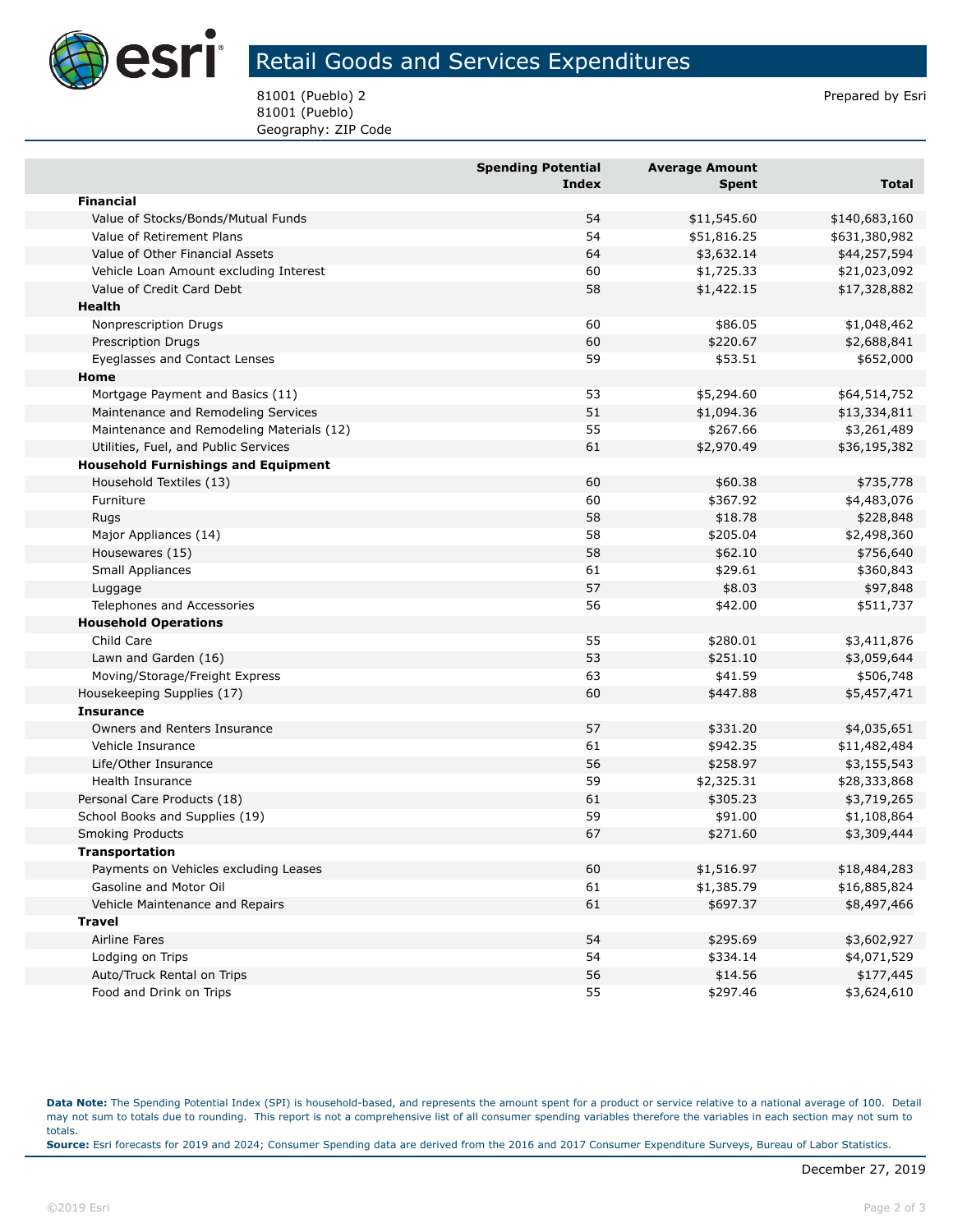# Retail Goods and Services Expenditures

81001 (Pueblo) 2
81001 (Pueblo)
Geography: ZIP Code

Prepared by Esri

| | Spending Potential Index | Average Amount Spent | Total |
|---|---|---|---|
| **Financial** | | | |
| Value of Stocks/Bonds/Mutual Funds | 54 | $11,545.60 | $140,683,160 |
| Value of Retirement Plans | 54 | $51,816.25 | $631,380,982 |
| Value of Other Financial Assets | 64 | $3,632.14 | $44,257,594 |
| Vehicle Loan Amount excluding Interest | 60 | $1,725.33 | $21,023,092 |
| Value of Credit Card Debt | 58 | $1,422.15 | $17,328,882 |
| **Health** | | | |
| Nonprescription Drugs | 60 | $86.05 | $1,048,462 |
| Prescription Drugs | 60 | $220.67 | $2,688,841 |
| Eyeglasses and Contact Lenses | 59 | $53.51 | $652,000 |
| **Home** | | | |
| Mortgage Payment and Basics (11) | 53 | $5,294.60 | $64,514,752 |
| Maintenance and Remodeling Services | 51 | $1,094.36 | $13,334,811 |
| Maintenance and Remodeling Materials (12) | 55 | $267.66 | $3,261,489 |
| Utilities, Fuel, and Public Services | 61 | $2,970.49 | $36,195,382 |
| **Household Furnishings and Equipment** | | | |
| Household Textiles (13) | 60 | $60.38 | $735,778 |
| Furniture | 60 | $367.92 | $4,483,076 |
| Rugs | 58 | $18.78 | $228,848 |
| Major Appliances (14) | 58 | $205.04 | $2,498,360 |
| Housewares (15) | 58 | $62.10 | $756,640 |
| Small Appliances | 61 | $29.61 | $360,843 |
| Luggage | 57 | $8.03 | $97,848 |
| Telephones and Accessories | 56 | $42.00 | $511,737 |
| **Household Operations** | | | |
| Child Care | 55 | $280.01 | $3,411,876 |
| Lawn and Garden (16) | 53 | $251.10 | $3,059,644 |
| Moving/Storage/Freight Express | 63 | $41.59 | $506,748 |
| Housekeeping Supplies (17) | 60 | $447.88 | $5,457,471 |
| **Insurance** | | | |
| Owners and Renters Insurance | 57 | $331.20 | $4,035,651 |
| Vehicle Insurance | 61 | $942.35 | $11,482,484 |
| Life/Other Insurance | 56 | $258.97 | $3,155,543 |
| Health Insurance | 59 | $2,325.31 | $28,333,868 |
| Personal Care Products (18) | 61 | $305.23 | $3,719,265 |
| School Books and Supplies (19) | 59 | $91.00 | $1,108,864 |
| Smoking Products | 67 | $271.60 | $3,309,444 |
| **Transportation** | | | |
| Payments on Vehicles excluding Leases | 60 | $1,516.97 | $18,484,283 |
| Gasoline and Motor Oil | 61 | $1,385.79 | $16,885,824 |
| Vehicle Maintenance and Repairs | 61 | $697.37 | $8,497,466 |
| **Travel** | | | |
| Airline Fares | 54 | $295.69 | $3,602,927 |
| Lodging on Trips | 54 | $334.14 | $4,071,529 |
| Auto/Truck Rental on Trips | 56 | $14.56 | $177,445 |
| Food and Drink on Trips | 55 | $297.46 | $3,624,610 |

**Data Note:** The Spending Potential Index (SPI) is household-based, and represents the amount spent for a product or service relative to a national average of 100. Detail may not sum to totals due to rounding. This report is not a comprehensive list of all consumer spending variables therefore the variables in each section may not sum to totals.
**Source:** Esri forecasts for 2019 and 2024; Consumer Spending data are derived from the 2016 and 2017 Consumer Expenditure Surveys, Bureau of Labor Statistics.

December 27, 2019

©2019 Esri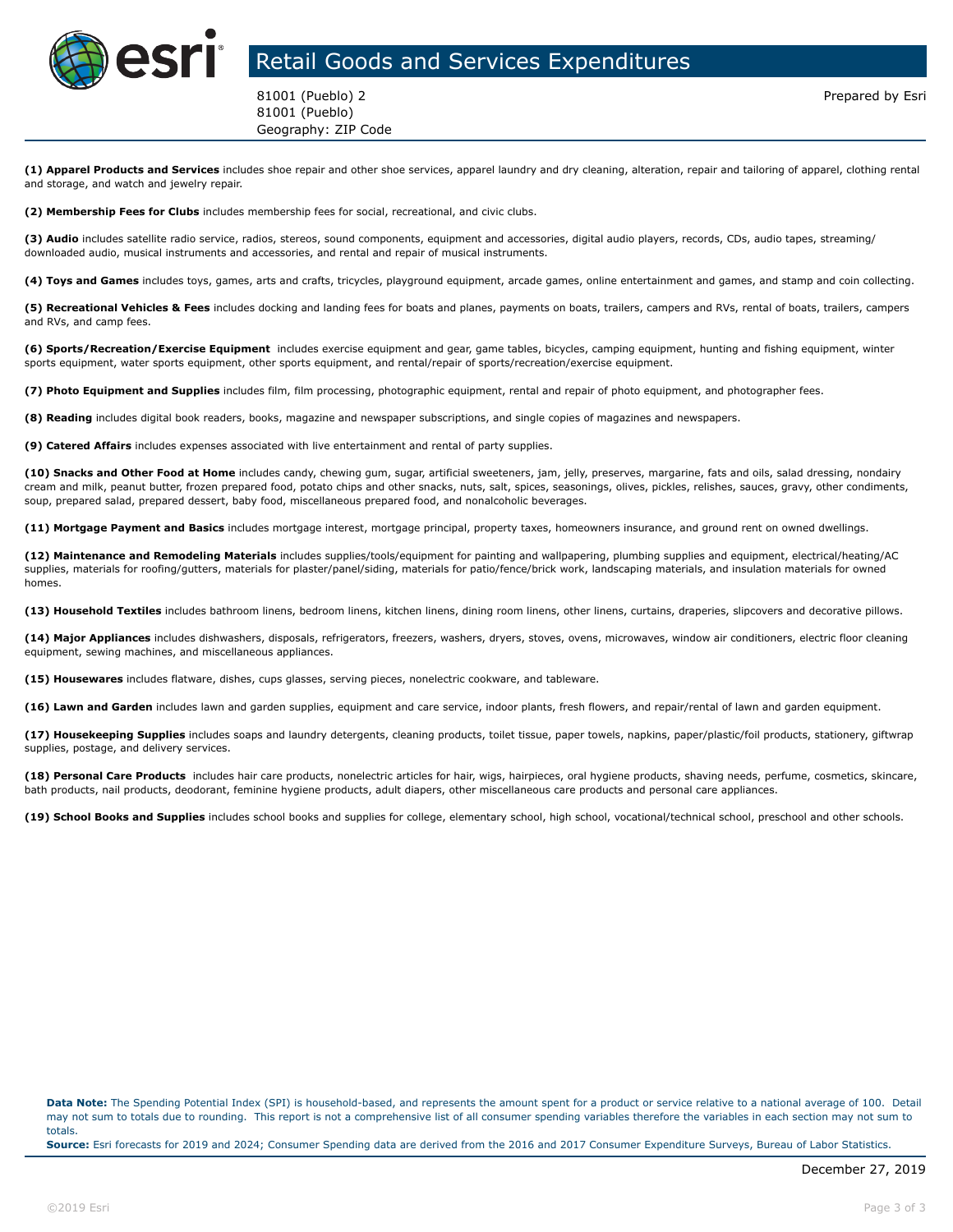# Retail Goods and Services Expenditures

81001 (Pueblo) 2
81001 (Pueblo)
Geography: ZIP Code

Prepared by Esri

**(1) Apparel Products and Services** includes shoe repair and other shoe services, apparel laundry and dry cleaning, alteration, repair and tailoring of apparel, clothing rental and storage, and watch and jewelry repair.

**(2) Membership Fees for Clubs** includes membership fees for social, recreational, and civic clubs.

**(3) Audio** includes satellite radio service, radios, stereos, sound components, equipment and accessories, digital audio players, records, CDs, audio tapes, streaming/ downloaded audio, musical instruments and accessories, and rental and repair of musical instruments.

**(4) Toys and Games** includes toys, games, arts and crafts, tricycles, playground equipment, arcade games, online entertainment and games, and stamp and coin collecting.

**(5) Recreational Vehicles & Fees** includes docking and landing fees for boats and planes, payments on boats, trailers, campers and RVs, rental of boats, trailers, campers and RVs, and camp fees.

**(6) Sports/Recreation/Exercise Equipment** includes exercise equipment and gear, game tables, bicycles, camping equipment, hunting and fishing equipment, winter sports equipment, water sports equipment, other sports equipment, and rental/repair of sports/recreation/exercise equipment.

**(7) Photo Equipment and Supplies** includes film, film processing, photographic equipment, rental and repair of photo equipment, and photographer fees.

**(8) Reading** includes digital book readers, books, magazine and newspaper subscriptions, and single copies of magazines and newspapers.

**(9) Catered Affairs** includes expenses associated with live entertainment and rental of party supplies.

**(10) Snacks and Other Food at Home** includes candy, chewing gum, sugar, artificial sweeteners, jam, jelly, preserves, margarine, fats and oils, salad dressing, nondairy cream and milk, peanut butter, frozen prepared food, potato chips and other snacks, nuts, salt, spices, seasonings, olives, pickles, relishes, sauces, gravy, other condiments, soup, prepared salad, prepared dessert, baby food, miscellaneous prepared food, and nonalcoholic beverages.

**(11) Mortgage Payment and Basics** includes mortgage interest, mortgage principal, property taxes, homeowners insurance, and ground rent on owned dwellings.

**(12) Maintenance and Remodeling Materials** includes supplies/tools/equipment for painting and wallpapering, plumbing supplies and equipment, electrical/heating/AC supplies, materials for roofing/gutters, materials for plaster/panel/siding, materials for patio/fence/brick work, landscaping materials, and insulation materials for owned homes.

**(13) Household Textiles** includes bathroom linens, bedroom linens, kitchen linens, dining room linens, other linens, curtains, draperies, slipcovers and decorative pillows.

**(14) Major Appliances** includes dishwashers, disposals, refrigerators, freezers, washers, dryers, stoves, ovens, microwaves, window air conditioners, electric floor cleaning equipment, sewing machines, and miscellaneous appliances.

**(15) Housewares** includes flatware, dishes, cups glasses, serving pieces, nonelectric cookware, and tableware.

**(16) Lawn and Garden** includes lawn and garden supplies, equipment and care service, indoor plants, fresh flowers, and repair/rental of lawn and garden equipment.

**(17) Housekeeping Supplies** includes soaps and laundry detergents, cleaning products, toilet tissue, paper towels, napkins, paper/plastic/foil products, stationery, giftwrap supplies, postage, and delivery services.

**(18) Personal Care Products** includes hair care products, nonelectric articles for hair, wigs, hairpieces, oral hygiene products, shaving needs, perfume, cosmetics, skincare, bath products, nail products, deodorant, feminine hygiene products, adult diapers, other miscellaneous care products and personal care appliances.

**(19) School Books and Supplies** includes school books and supplies for college, elementary school, high school, vocational/technical school, preschool and other schools.

**Data Note:** The Spending Potential Index (SPI) is household-based, and represents the amount spent for a product or service relative to a national average of 100. Detail may not sum to totals due to rounding. This report is not a comprehensive list of all consumer spending variables therefore the variables in each section may not sum to totals.
**Source:** Esri forecasts for 2019 and 2024; Consumer Spending data are derived from the 2016 and 2017 Consumer Expenditure Surveys, Bureau of Labor Statistics.

December 27, 2019

©2019 Esri